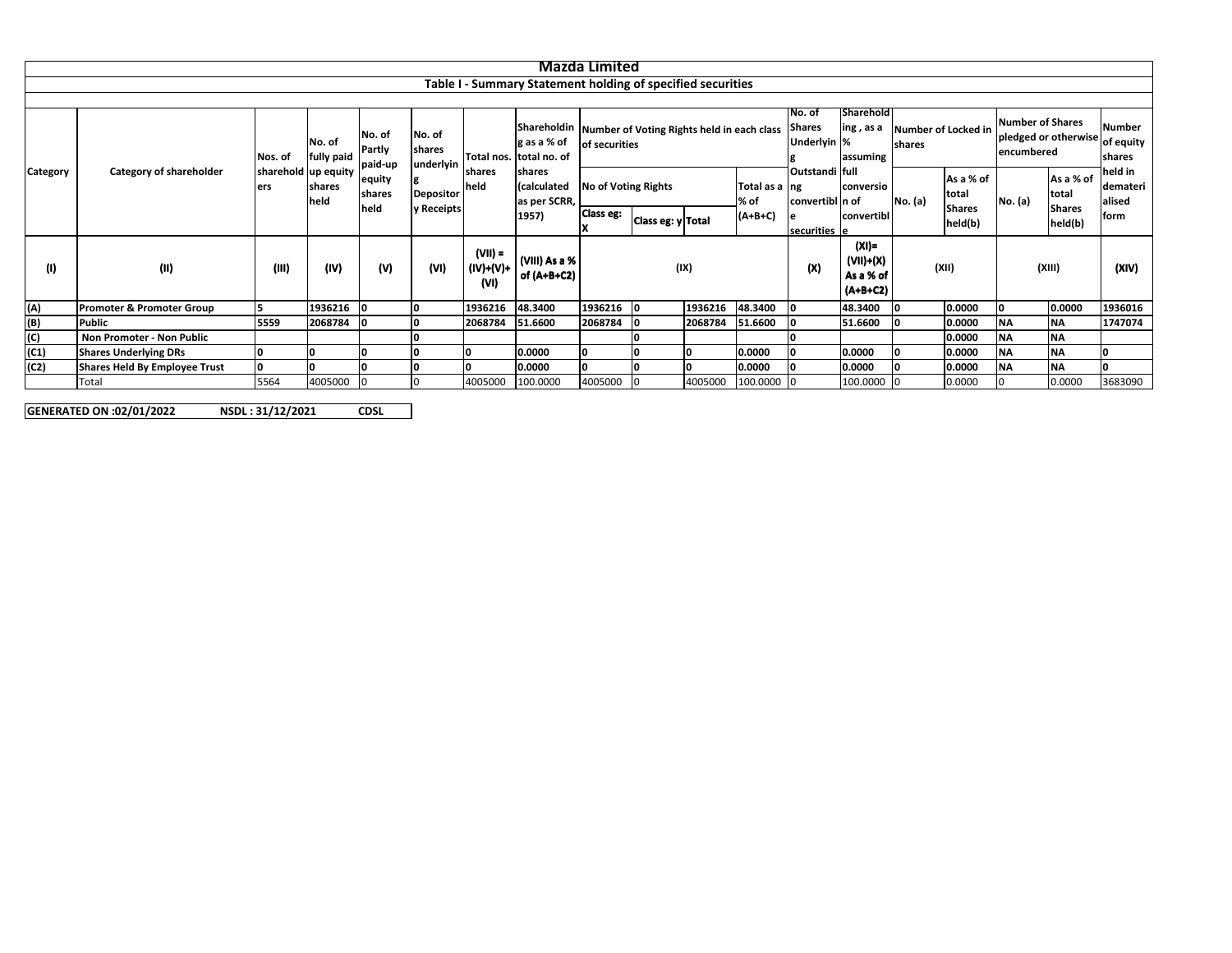# Mazda Limited

## Table I - Summary Statement holding of specified securities

| Category | Category of shareholder | Nos. of shareholders | No. of fully paid up equity shares held | No. of Partly paid-up equity shares held | No. of shares underlying Depository Receipts | Total nos. shares held | Shareholding as a % of total no. of shares (calculated as per SCRR, 1957) | Number of Voting Rights held in each class of securities | | | | No. of Shares Underlying Outstanding convertible securities | Shareholding , as a % assuming full conversion of convertible | Number of Locked in shares | | Number of Shares pledged or otherwise encumbered | | Number of equity shares held in dematerialised form |
|---|---|---|---|---|---|---|---|---|---|---|---|---|---|---|---|---|---|---|
| | | | | | | | | No of Voting Rights | | | Total as a % of (A+B+C) | | | No. (a) | As a % of total Shares held(b) | No. (a) | As a % of total Shares held(b) | |
| | | | | | | | | Class eg: X | Class eg: y | Total | | | | | | | | |
| (I) | (II) | (III) | (IV) | (V) | (VI) | (VII) = (IV)+(V)+ (VI) | (VIII) As a % of (A+B+C2) | (IX) | | | | (X) | (XI)= (VII)+(X) As a % of (A+B+C2) | (XII) | | (XIII) | | (XIV) |
| (A) | Promoter & Promoter Group | 5 | 1936216 | 0 | 0 | 1936216 | 48.3400 | 1936216 | 0 | 1936216 | 48.3400 | 0 | 48.3400 | 0 | 0.0000 | 0 | 0.0000 | 1936016 |
| (B) | Public | 5559 | 2068784 | 0 | 0 | 2068784 | 51.6600 | 2068784 | 0 | 2068784 | 51.6600 | 0 | 51.6600 | 0 | 0.0000 | NA | NA | 1747074 |
| (C) | Non Promoter - Non Public | | | | 0 | | | | 0 | | | 0 | | | 0.0000 | NA | NA | |
| (C1) | Shares Underlying DRs | 0 | 0 | 0 | 0 | 0 | 0.0000 | 0 | 0 | 0 | 0.0000 | 0 | 0.0000 | 0 | 0.0000 | NA | NA | 0 |
| (C2) | Shares Held By Employee Trust | 0 | 0 | 0 | 0 | 0 | 0.0000 | 0 | 0 | 0 | 0.0000 | 0 | 0.0000 | 0 | 0.0000 | NA | NA | 0 |
| | Total | 5564 | 4005000 | 0 | 0 | 4005000 | 100.0000 | 4005000 | 0 | 4005000 | 100.0000 | 0 | 100.0000 | 0 | 0.0000 | 0 | 0.0000 | 3683090 |

**GENERATED ON :02/01/2022 NSDL : 31/12/2021 CDSL**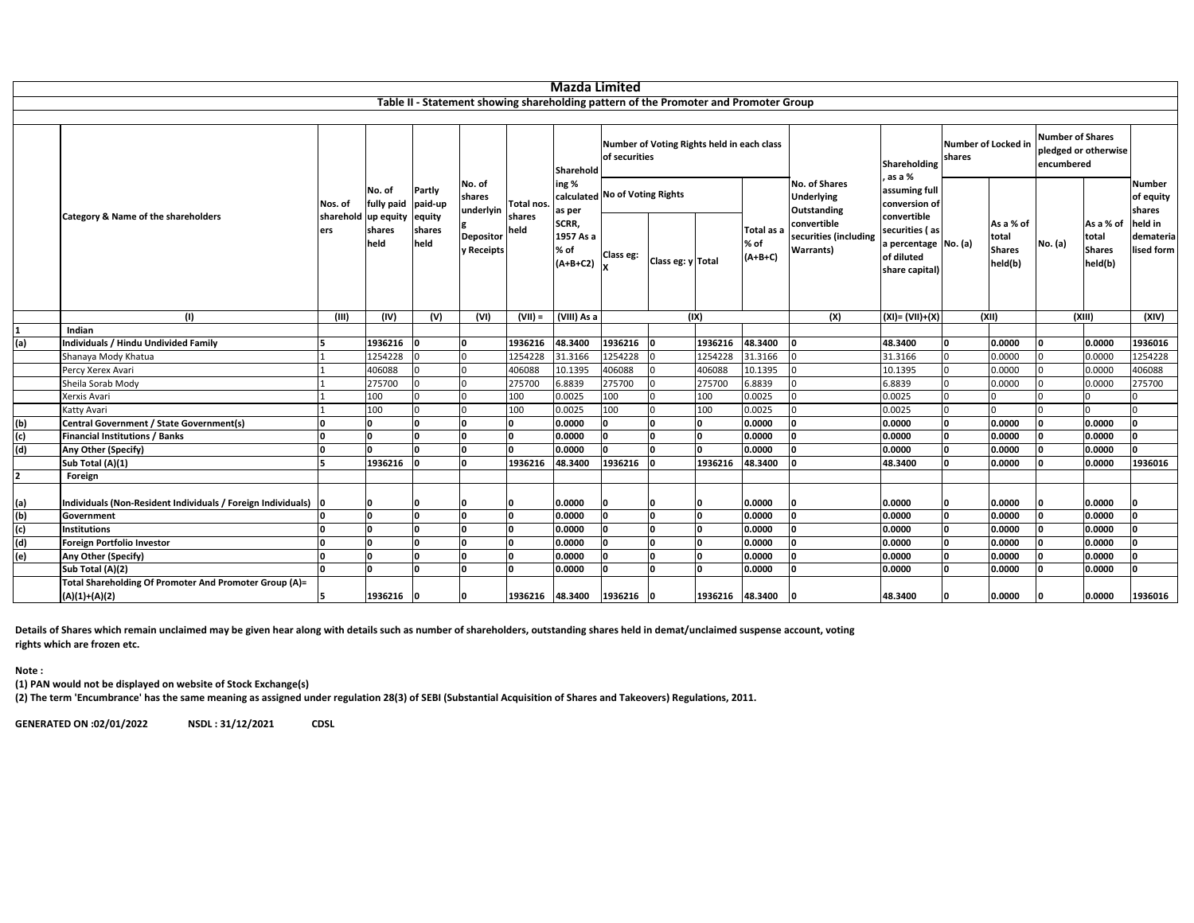# Mazda Limited

## Table II - Statement showing shareholding pattern of the Promoter and Promoter Group

| | Category & Name of the shareholders | Nos. of shareholders | No. of fully paid up equity shares held | Partly paid-up equity shares held | No. of shares underlying Depository Receipts | Total nos. shares held | Shareholding % calculated as per SCRR, 1957 As a % of (A+B+C2) | Number of Voting Rights held in each class of securities | | | | No. of Shares Underlying Outstanding convertible securities (including Warrants) | Shareholding, as a % assuming full conversion of convertible securities ( as a percentage of diluted share capital) | Number of Locked in shares | | Number of Shares pledged or otherwise encumbered | | Number of equity shares held in dematerialised form |
|---|---|---|---|---|---|---|---|---|---|---|---|---|---|---|---|---|---|---|
| | | | | | | | | No of Voting Rights | | | Total as a % of (A+B+C) | | | No. (a) | As a % of total Shares held(b) | No. (a) | As a % of total Shares held(b) | |
| | | | | | | | | Class eg: X | Class eg: y | Total | | | | | | | | |
| | (I) | (III) | (IV) | (V) | (VI) | (VII) = | (VIII) As a | (IX) | | | | (X) | (XI)= (VII)+(X) | (XII) | | (XIII) | | (XIV) |
| 1 | **Indian** | | | | | | | | | | | | | | | | | |
| (a) | **Individuals / Hindu Undivided Family** | **5** | **1936216** | **0** | **0** | **1936216** | **48.3400** | **1936216** | **0** | **1936216** | **48.3400** | **0** | **48.3400** | **0** | **0.0000** | **0** | **0.0000** | **1936016** |
| | Shanaya Mody Khatua | 1 | 1254228 | 0 | 0 | 1254228 | 31.3166 | 1254228 | 0 | 1254228 | 31.3166 | 0 | 31.3166 | 0 | 0.0000 | 0 | 0.0000 | 1254228 |
| | Percy Xerex Avari | 1 | 406088 | 0 | 0 | 406088 | 10.1395 | 406088 | 0 | 406088 | 10.1395 | 0 | 10.1395 | 0 | 0.0000 | 0 | 0.0000 | 406088 |
| | Sheila Sorab Mody | 1 | 275700 | 0 | 0 | 275700 | 6.8839 | 275700 | 0 | 275700 | 6.8839 | 0 | 6.8839 | 0 | 0.0000 | 0 | 0.0000 | 275700 |
| | Xerxis Avari | 1 | 100 | 0 | 0 | 100 | 0.0025 | 100 | 0 | 100 | 0.0025 | 0 | 0.0025 | 0 | 0 | 0 | 0 | 0 |
| | Katty Avari | 1 | 100 | 0 | 0 | 100 | 0.0025 | 100 | 0 | 100 | 0.0025 | 0 | 0.0025 | 0 | 0 | 0 | 0 | 0 |
| (b) | **Central Government / State Government(s)** | **0** | **0** | **0** | **0** | **0** | **0.0000** | **0** | **0** | **0** | **0.0000** | **0** | **0.0000** | **0** | **0.0000** | **0** | **0.0000** | **0** |
| (c) | **Financial Institutions / Banks** | **0** | **0** | **0** | **0** | **0** | **0.0000** | **0** | **0** | **0** | **0.0000** | **0** | **0.0000** | **0** | **0.0000** | **0** | **0.0000** | **0** |
| (d) | **Any Other (Specify)** | **0** | **0** | **0** | **0** | **0** | **0.0000** | **0** | **0** | **0** | **0.0000** | **0** | **0.0000** | **0** | **0.0000** | **0** | **0.0000** | **0** |
| | **Sub Total (A)(1)** | **5** | **1936216** | **0** | **0** | **1936216** | **48.3400** | **1936216** | **0** | **1936216** | **48.3400** | **0** | **48.3400** | **0** | **0.0000** | **0** | **0.0000** | **1936016** |
| 2 | **Foreign** | | | | | | | | | | | | | | | | | |
| (a) | **Individuals (Non-Resident Individuals / Foreign Individuals)** | **0** | **0** | **0** | **0** | **0** | **0.0000** | **0** | **0** | **0** | **0.0000** | **0** | **0.0000** | **0** | **0.0000** | **0** | **0.0000** | **0** |
| (b) | **Government** | **0** | **0** | **0** | **0** | **0** | **0.0000** | **0** | **0** | **0** | **0.0000** | **0** | **0.0000** | **0** | **0.0000** | **0** | **0.0000** | **0** |
| (c) | **Institutions** | **0** | **0** | **0** | **0** | **0** | **0.0000** | **0** | **0** | **0** | **0.0000** | **0** | **0.0000** | **0** | **0.0000** | **0** | **0.0000** | **0** |
| (d) | **Foreign Portfolio Investor** | **0** | **0** | **0** | **0** | **0** | **0.0000** | **0** | **0** | **0** | **0.0000** | **0** | **0.0000** | **0** | **0.0000** | **0** | **0.0000** | **0** |
| (e) | **Any Other (Specify)** | **0** | **0** | **0** | **0** | **0** | **0.0000** | **0** | **0** | **0** | **0.0000** | **0** | **0.0000** | **0** | **0.0000** | **0** | **0.0000** | **0** |
| | **Sub Total (A)(2)** | **0** | **0** | **0** | **0** | **0** | **0.0000** | **0** | **0** | **0** | **0.0000** | **0** | **0.0000** | **0** | **0.0000** | **0** | **0.0000** | **0** |
| | **Total Shareholding Of Promoter And Promoter Group (A)= (A)(1)+(A)(2)** | **5** | **1936216** | **0** | **0** | **1936216** | **48.3400** | **1936216** | **0** | **1936216** | **48.3400** | **0** | **48.3400** | **0** | **0.0000** | **0** | **0.0000** | **1936016** |

**Details of Shares which remain unclaimed may be given hear along with details such as number of shareholders, outstanding shares held in demat/unclaimed suspense account, voting rights which are frozen etc.**

**Note :**

**(1) PAN would not be displayed on website of Stock Exchange(s)**

**(2) The term 'Encumbrance' has the same meaning as assigned under regulation 28(3) of SEBI (Substantial Acquisition of Shares and Takeovers) Regulations, 2011.**

**GENERATED ON :02/01/2022 NSDL : 31/12/2021 CDSL**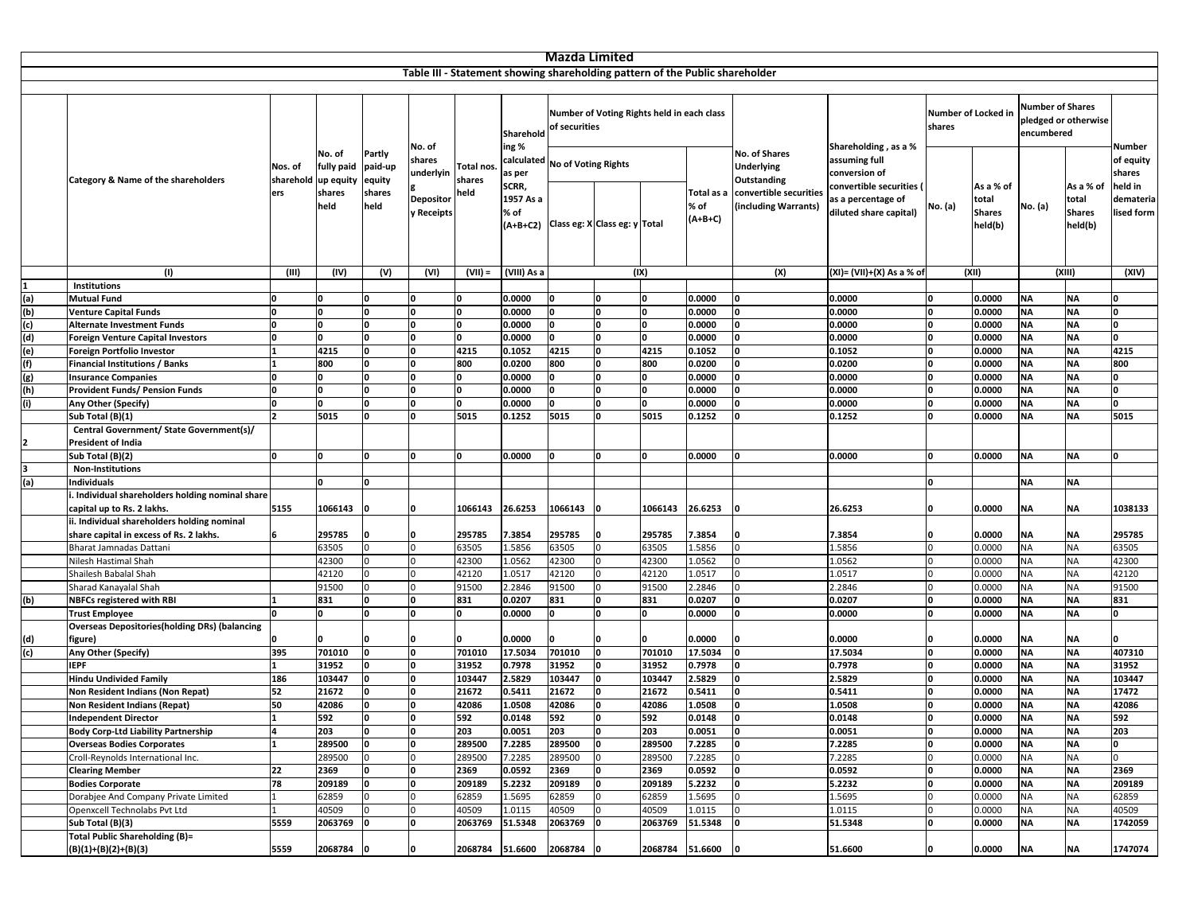# Mazda Limited

## Table III - Statement showing shareholding pattern of the Public shareholder

| | Category & Name of the shareholders | Nos. of shareholders | No. of fully paid up equity shares held | Partly paid-up equity shares held | No. of shares underlying Depository Receipts | Total nos. shares held | Shareholding % calculated as per SCRR, 1957 As a % of (A+B+C2) | Number of Voting Rights held in each class of securities | | | | No. of Shares Underlying Outstanding convertible securities (including Warrants) | Shareholding , as a % assuming full conversion of convertible securities ( as a percentage of diluted share capital) | Number of Locked in shares | | Number of Shares pledged or otherwise encumbered | | Number of equity shares held in dematerialised form |
|---|---|---|---|---|---|---|---|---|---|---|---|---|---|---|---|---|---|---|
| | | | | | | | | No of Voting Rights | | | Total as a % of (A+B+C) | | | No. (a) | As a % of total Shares held(b) | No. (a) | As a % of total Shares held(b) | |
| | | | | | | | | Class eg: X | Class eg: y | Total | | | | | | | | |
| | (I) | (III) | (IV) | (V) | (VI) | (VII) = | (VIII) As a | (IX) | | | | (X) | (XI)= (VII)+(X) As a % of | (XII) | | (XIII) | | (XIV) |
| 1 | Institutions | | | | | | | | | | | | | | | | | |
| (a) | Mutual Fund | 0 | 0 | 0 | 0 | 0 | 0.0000 | 0 | 0 | 0 | 0.0000 | 0 | 0.0000 | 0 | 0.0000 | NA | NA | 0 |
| (b) | Venture Capital Funds | 0 | 0 | 0 | 0 | 0 | 0.0000 | 0 | 0 | 0 | 0.0000 | 0 | 0.0000 | 0 | 0.0000 | NA | NA | 0 |
| (c) | Alternate Investment Funds | 0 | 0 | 0 | 0 | 0 | 0.0000 | 0 | 0 | 0 | 0.0000 | 0 | 0.0000 | 0 | 0.0000 | NA | NA | 0 |
| (d) | Foreign Venture Capital Investors | 0 | 0 | 0 | 0 | 0 | 0.0000 | 0 | 0 | 0 | 0.0000 | 0 | 0.0000 | 0 | 0.0000 | NA | NA | 0 |
| (e) | Foreign Portfolio Investor | 1 | 4215 | 0 | 0 | 4215 | 0.1052 | 4215 | 0 | 4215 | 0.1052 | 0 | 0.1052 | 0 | 0.0000 | NA | NA | 4215 |
| (f) | Financial Institutions / Banks | 1 | 800 | 0 | 0 | 800 | 0.0200 | 800 | 0 | 800 | 0.0200 | 0 | 0.0200 | 0 | 0.0000 | NA | NA | 800 |
| (g) | Insurance Companies | 0 | 0 | 0 | 0 | 0 | 0.0000 | 0 | 0 | 0 | 0.0000 | 0 | 0.0000 | 0 | 0.0000 | NA | NA | 0 |
| (h) | Provident Funds/ Pension Funds | 0 | 0 | 0 | 0 | 0 | 0.0000 | 0 | 0 | 0 | 0.0000 | 0 | 0.0000 | 0 | 0.0000 | NA | NA | 0 |
| (i) | Any Other (Specify) | 0 | 0 | 0 | 0 | 0 | 0.0000 | 0 | 0 | 0 | 0.0000 | 0 | 0.0000 | 0 | 0.0000 | NA | NA | 0 |
| | Sub Total (B)(1) | 2 | 5015 | 0 | 0 | 5015 | 0.1252 | 5015 | 0 | 5015 | 0.1252 | 0 | 0.1252 | 0 | 0.0000 | NA | NA | 5015 |
| 2 | Central Government/ State Government(s)/ President of India | | | | | | | | | | | | | | | | | |
| | Sub Total (B)(2) | 0 | 0 | 0 | 0 | 0 | 0.0000 | 0 | 0 | 0 | 0.0000 | 0 | 0.0000 | 0 | 0.0000 | NA | NA | 0 |
| 3 | Non-Institutions | | | | | | | | | | | | | | | | | |
| (a) | Individuals | | 0 | 0 | | | | | | | | | | 0 | | NA | NA | |
| | i. Individual shareholders holding nominal share capital up to Rs. 2 lakhs. | 5155 | 1066143 | 0 | 0 | 1066143 | 26.6253 | 1066143 | 0 | 1066143 | 26.6253 | 0 | 26.6253 | 0 | 0.0000 | NA | NA | 1038133 |
| | ii. Individual shareholders holding nominal share capital in excess of Rs. 2 lakhs. | 6 | 295785 | 0 | 0 | 295785 | 7.3854 | 295785 | 0 | 295785 | 7.3854 | 0 | 7.3854 | 0 | 0.0000 | NA | NA | 295785 |
| | Bharat Jamnadas Dattani | | 63505 | 0 | 0 | 63505 | 1.5856 | 63505 | 0 | 63505 | 1.5856 | 0 | 1.5856 | 0 | 0.0000 | NA | NA | 63505 |
| | Nilesh Hastimal Shah | | 42300 | 0 | 0 | 42300 | 1.0562 | 42300 | 0 | 42300 | 1.0562 | 0 | 1.0562 | 0 | 0.0000 | NA | NA | 42300 |
| | Shailesh Babalal Shah | | 42120 | 0 | 0 | 42120 | 1.0517 | 42120 | 0 | 42120 | 1.0517 | 0 | 1.0517 | 0 | 0.0000 | NA | NA | 42120 |
| | Sharad Kanayalal Shah | | 91500 | 0 | 0 | 91500 | 2.2846 | 91500 | 0 | 91500 | 2.2846 | 0 | 2.2846 | 0 | 0.0000 | NA | NA | 91500 |
| (b) | NBFCs registered with RBI | 1 | 831 | 0 | 0 | 831 | 0.0207 | 831 | 0 | 831 | 0.0207 | 0 | 0.0207 | 0 | 0.0000 | NA | NA | 831 |
| | Trust Employee | 0 | 0 | 0 | 0 | 0 | 0.0000 | 0 | 0 | 0 | 0.0000 | 0 | 0.0000 | 0 | 0.0000 | NA | NA | 0 |
| (d) | Overseas Depositories(holding DRs) (balancing figure) | 0 | 0 | 0 | 0 | 0 | 0.0000 | 0 | 0 | 0 | 0.0000 | 0 | 0.0000 | 0 | 0.0000 | NA | NA | 0 |
| (c) | Any Other (Specify) | 395 | 701010 | 0 | 0 | 701010 | 17.5034 | 701010 | 0 | 701010 | 17.5034 | 0 | 17.5034 | 0 | 0.0000 | NA | NA | 407310 |
| | IEPF | 1 | 31952 | 0 | 0 | 31952 | 0.7978 | 31952 | 0 | 31952 | 0.7978 | 0 | 0.7978 | 0 | 0.0000 | NA | NA | 31952 |
| | Hindu Undivided Family | 186 | 103447 | 0 | 0 | 103447 | 2.5829 | 103447 | 0 | 103447 | 2.5829 | 0 | 2.5829 | 0 | 0.0000 | NA | NA | 103447 |
| | Non Resident Indians (Non Repat) | 52 | 21672 | 0 | 0 | 21672 | 0.5411 | 21672 | 0 | 21672 | 0.5411 | 0 | 0.5411 | 0 | 0.0000 | NA | NA | 17472 |
| | Non Resident Indians (Repat) | 50 | 42086 | 0 | 0 | 42086 | 1.0508 | 42086 | 0 | 42086 | 1.0508 | 0 | 1.0508 | 0 | 0.0000 | NA | NA | 42086 |
| | Independent Director | 1 | 592 | 0 | 0 | 592 | 0.0148 | 592 | 0 | 592 | 0.0148 | 0 | 0.0148 | 0 | 0.0000 | NA | NA | 592 |
| | Body Corp-Ltd Liability Partnership | 4 | 203 | 0 | 0 | 203 | 0.0051 | 203 | 0 | 203 | 0.0051 | 0 | 0.0051 | 0 | 0.0000 | NA | NA | 203 |
| | Overseas Bodies Corporates | 1 | 289500 | 0 | 0 | 289500 | 7.2285 | 289500 | 0 | 289500 | 7.2285 | 0 | 7.2285 | 0 | 0.0000 | NA | NA | 0 |
| | Croll-Reynolds International Inc. | | 289500 | 0 | 0 | 289500 | 7.2285 | 289500 | 0 | 289500 | 7.2285 | 0 | 7.2285 | 0 | 0.0000 | NA | NA | 0 |
| | Clearing Member | 22 | 2369 | 0 | 0 | 2369 | 0.0592 | 2369 | 0 | 2369 | 0.0592 | 0 | 0.0592 | 0 | 0.0000 | NA | NA | 2369 |
| | Bodies Corporate | 78 | 209189 | 0 | 0 | 209189 | 5.2232 | 209189 | 0 | 209189 | 5.2232 | 0 | 5.2232 | 0 | 0.0000 | NA | NA | 209189 |
| | Dorabjee And Company Private Limited | 1 | 62859 | 0 | 0 | 62859 | 1.5695 | 62859 | 0 | 62859 | 1.5695 | 0 | 1.5695 | 0 | 0.0000 | NA | NA | 62859 |
| | Openxcell Technolabs Pvt Ltd | 1 | 40509 | 0 | 0 | 40509 | 1.0115 | 40509 | 0 | 40509 | 1.0115 | 0 | 1.0115 | 0 | 0.0000 | NA | NA | 40509 |
| | Sub Total (B)(3) | 5559 | 2063769 | 0 | 0 | 2063769 | 51.5348 | 2063769 | 0 | 2063769 | 51.5348 | 0 | 51.5348 | 0 | 0.0000 | NA | NA | 1742059 |
| | Total Public Shareholding (B)= (B)(1)+(B)(2)+(B)(3) | 5559 | 2068784 | 0 | 0 | 2068784 | 51.6600 | 2068784 | 0 | 2068784 | 51.6600 | 0 | 51.6600 | 0 | 0.0000 | NA | NA | 1747074 |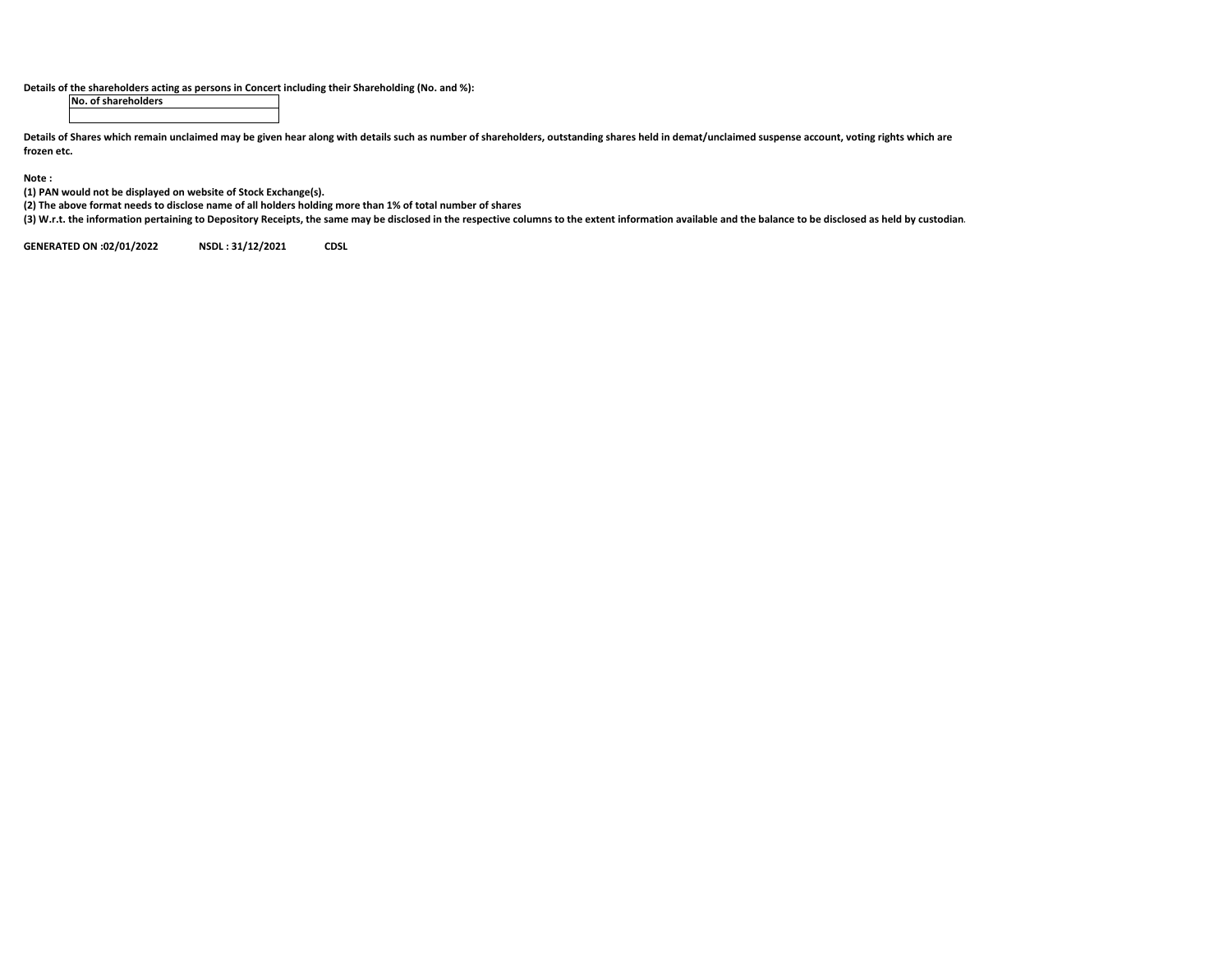**Details of the shareholders acting as persons in Concert including their Shareholding (No. and %):**

| No. of shareholders |
| --- |
| |

**Details of Shares which remain unclaimed may be given hear along with details such as number of shareholders, outstanding shares held in demat/unclaimed suspense account, voting rights which are frozen etc.**

**Note :**

**(1) PAN would not be displayed on website of Stock Exchange(s).**

**(2) The above format needs to disclose name of all holders holding more than 1% of total number of shares**

**(3) W.r.t. the information pertaining to Depository Receipts, the same may be disclosed in the respective columns to the extent information available and the balance to be disclosed as held by custodian.**

**GENERATED ON :02/01/2022 NSDL : 31/12/2021 CDSL**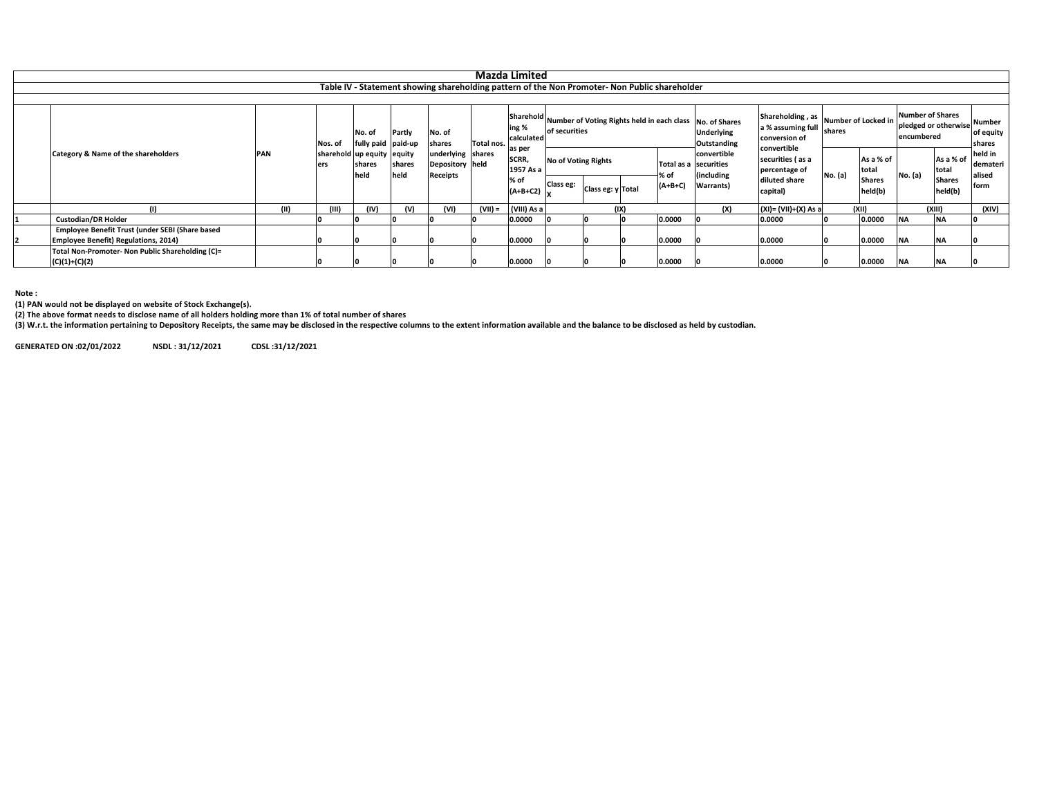# Mazda Limited

## Table IV - Statement showing shareholding pattern of the Non Promoter- Non Public shareholder

| | Category & Name of the shareholders | PAN | Nos. of shareholders | No. of fully paid up equity shares held | Partly paid-up equity shares held | No. of shares underlying Depository Receipts | Total nos. shares held | Shareholding % calculated as per SCRR, 1957 As a % of (A+B+C2) | Number of Voting Rights held in each class of securities | | | | No. of Shares Underlying Outstanding convertible securities (including Warrants) | Shareholding , as a % assuming full conversion of convertible securities ( as a percentage of diluted share capital) | Number of Locked in shares | | Number of Shares pledged or otherwise encumbered | | Number of equity shares held in dematerialised form |
|---|---|---|---|---|---|---|---|---|---|---|---|---|---|---|---|---|---|---|---|
| | | | | | | | | | No of Voting Rights | | | Total as a % of (A+B+C) | | | No. (a) | As a % of total Shares held(b) | No. (a) | As a % of total Shares held(b) | |
| | | | | | | | | | Class eg: X | Class eg: y | Total | | | | | | | | |
| | (I) | (II) | (III) | (IV) | (V) | (VI) | (VII) = | (VIII) As a | (IX) | | | | (X) | (XI)= (VII)+(X) As a | (XII) | | (XIII) | | (XIV) |
| 1 | Custodian/DR Holder | | 0 | 0 | 0 | 0 | 0 | 0.0000 | 0 | 0 | 0 | 0.0000 | 0 | 0.0000 | 0 | 0.0000 | NA | NA | 0 |
| 2 | Employee Benefit Trust (under SEBI (Share based Employee Benefit) Regulations, 2014) | | 0 | 0 | 0 | 0 | 0 | 0.0000 | 0 | 0 | 0 | 0.0000 | 0 | 0.0000 | 0 | 0.0000 | NA | NA | 0 |
| | Total Non-Promoter- Non Public Shareholding (C)= (C)(1)+(C)(2) | | 0 | 0 | 0 | 0 | 0 | 0.0000 | 0 | 0 | 0 | 0.0000 | 0 | 0.0000 | 0 | 0.0000 | NA | NA | 0 |

**Note :**

**(1) PAN would not be displayed on website of Stock Exchange(s).**

**(2) The above format needs to disclose name of all holders holding more than 1% of total number of shares**

**(3) W.r.t. the information pertaining to Depository Receipts, the same may be disclosed in the respective columns to the extent information available and the balance to be disclosed as held by custodian.**

**GENERATED ON :02/01/2022 NSDL : 31/12/2021 CDSL :31/12/2021**